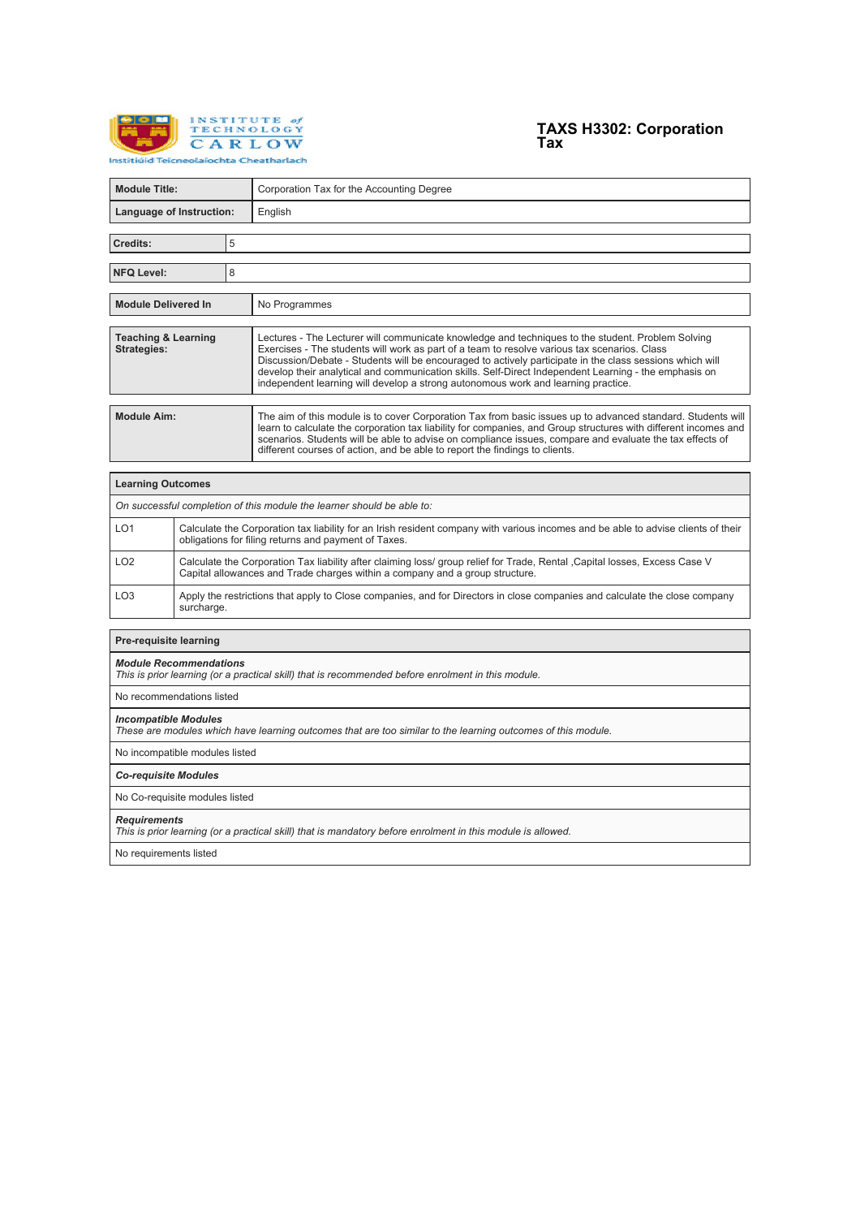Institute of Technology Carlow
Institiúid Teicneolaíochta Cheatharlach

# TAXS H3302: Corporation Tax

| | |
|---|---|
| **Module Title:** | Corporation Tax for the Accounting Degree |
| **Language of Instruction:** | English |

| | |
|---|---|
| **Credits:** | 5 |

| | |
|---|---|
| **NFQ Level:** | 8 |

| | |
|---|---|
| **Module Delivered In** | No Programmes |

| | |
|---|---|
| **Teaching & Learning Strategies:** | Lectures - The Lecturer will communicate knowledge and techniques to the student. Problem Solving Exercises - The students will work as part of a team to resolve various tax scenarios. Class Discussion/Debate - Students will be encouraged to actively participate in the class sessions which will develop their analytical and communication skills. Self-Direct Independent Learning - the emphasis on independent learning will develop a strong autonomous work and learning practice. |

| | |
|---|---|
| **Module Aim:** | The aim of this module is to cover Corporation Tax from basic issues up to advanced standard. Students will learn to calculate the corporation tax liability for companies, and Group structures with different incomes and scenarios. Students will be able to advise on compliance issues, compare and evaluate the tax effects of different courses of action, and be able to report the findings to clients. |

| **Learning Outcomes** | |
|---|---|
| *On successful completion of this module the learner should be able to:* | |
| LO1 | Calculate the Corporation tax liability for an Irish resident company with various incomes and be able to advise clients of their obligations for filing returns and payment of Taxes. |
| LO2 | Calculate the Corporation Tax liability after claiming loss/ group relief for Trade, Rental ,Capital losses, Excess Case V Capital allowances and Trade charges within a company and a group structure. |
| LO3 | Apply the restrictions that apply to Close companies, and for Directors in close companies and calculate the close company surcharge. |

| **Pre-requisite learning** |
|---|
| ***Module Recommendations***<br>*This is prior learning (or a practical skill) that is recommended before enrolment in this module.* |
| No recommendations listed |
| ***Incompatible Modules***<br>*These are modules which have learning outcomes that are too similar to the learning outcomes of this module.* |
| No incompatible modules listed |
| ***Co-requisite Modules*** |
| No Co-requisite modules listed |
| ***Requirements***<br>*This is prior learning (or a practical skill) that is mandatory before enrolment in this module is allowed.* |
| No requirements listed |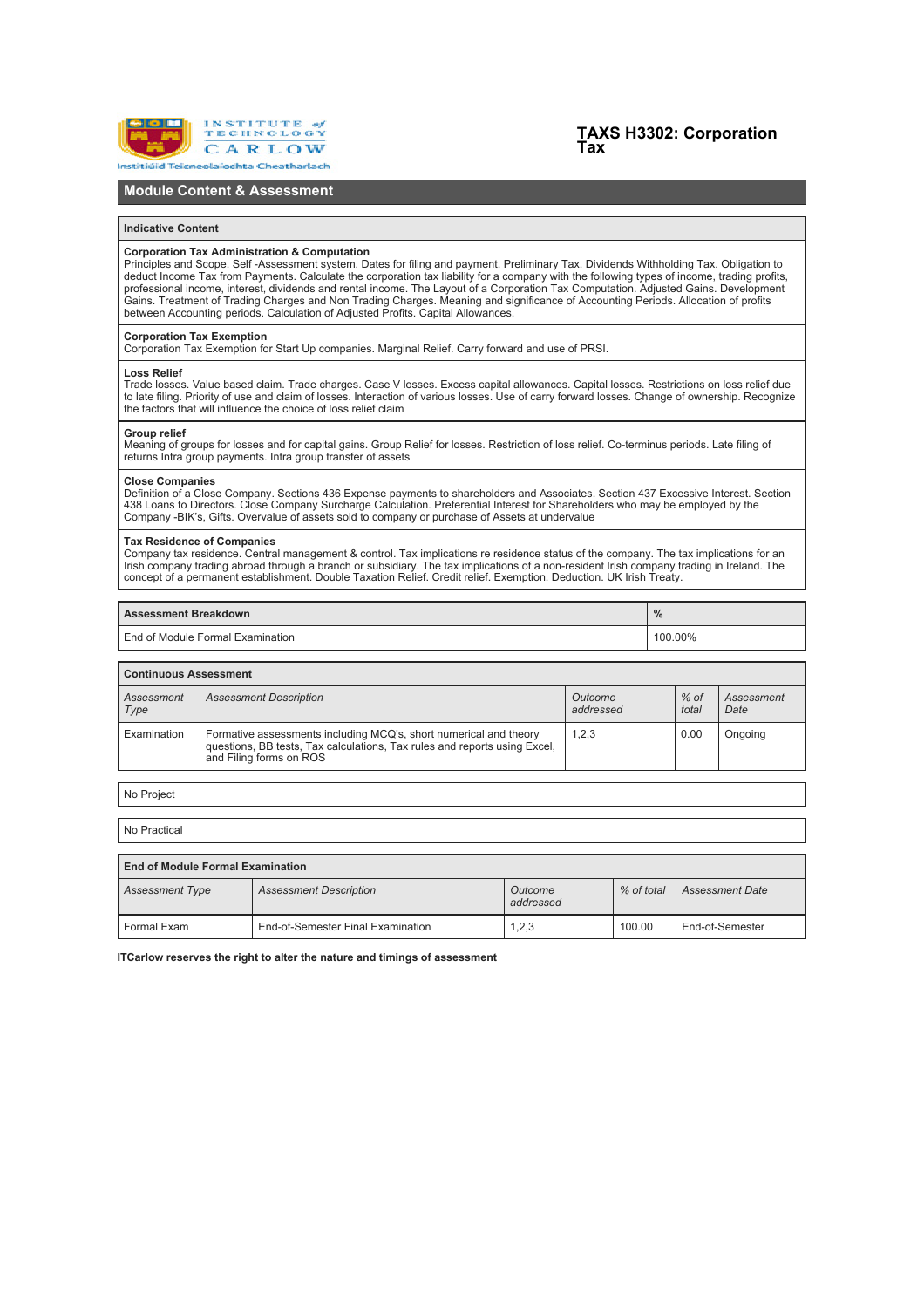# TAXS H3302: Corporation Tax

## Module Content & Assessment

### Indicative Content

**Corporation Tax Administration & Computation**
Principles and Scope. Self -Assessment system. Dates for filing and payment. Preliminary Tax. Dividends Withholding Tax. Obligation to deduct Income Tax from Payments. Calculate the corporation tax liability for a company with the following types of income, trading profits, professional income, interest, dividends and rental income. The Layout of a Corporation Tax Computation. Adjusted Gains. Development Gains. Treatment of Trading Charges and Non Trading Charges. Meaning and significance of Accounting Periods. Allocation of profits between Accounting periods. Calculation of Adjusted Profits. Capital Allowances.

**Corporation Tax Exemption**
Corporation Tax Exemption for Start Up companies. Marginal Relief. Carry forward and use of PRSI.

**Loss Relief**
Trade losses. Value based claim. Trade charges. Case V losses. Excess capital allowances. Capital losses. Restrictions on loss relief due to late filing. Priority of use and claim of losses. Interaction of various losses. Use of carry forward losses. Change of ownership. Recognize the factors that will influence the choice of loss relief claim

**Group relief**
Meaning of groups for losses and for capital gains. Group Relief for losses. Restriction of loss relief. Co-terminus periods. Late filing of returns Intra group payments. Intra group transfer of assets

**Close Companies**
Definition of a Close Company. Sections 436 Expense payments to shareholders and Associates. Section 437 Excessive Interest. Section 438 Loans to Directors. Close Company Surcharge Calculation. Preferential Interest for Shareholders who may be employed by the Company -BIK's, Gifts. Overvalue of assets sold to company or purchase of Assets at undervalue

**Tax Residence of Companies**
Company tax residence. Central management & control. Tax implications re residence status of the company. The tax implications for an Irish company trading abroad through a branch or subsidiary. The tax implications of a non-resident Irish company trading in Ireland. The concept of a permanent establishment. Double Taxation Relief. Credit relief. Exemption. Deduction. UK Irish Treaty.

| Assessment Breakdown | % |
|---|---|
| End of Module Formal Examination | 100.00% |

**Continuous Assessment**

| *Assessment Type* | *Assessment Description* | *Outcome addressed* | *% of total* | *Assessment Date* |
|---|---|---|---|---|
| Examination | Formative assessments including MCQ's, short numerical and theory questions, BB tests, Tax calculations, Tax rules and reports using Excel, and Filing forms on ROS | 1,2,3 | 0.00 | Ongoing |

No Project

No Practical

**End of Module Formal Examination**

| *Assessment Type* | *Assessment Description* | *Outcome addressed* | *% of total* | *Assessment Date* |
|---|---|---|---|---|
| Formal Exam | End-of-Semester Final Examination | 1,2,3 | 100.00 | End-of-Semester |

**ITCarlow reserves the right to alter the nature and timings of assessment**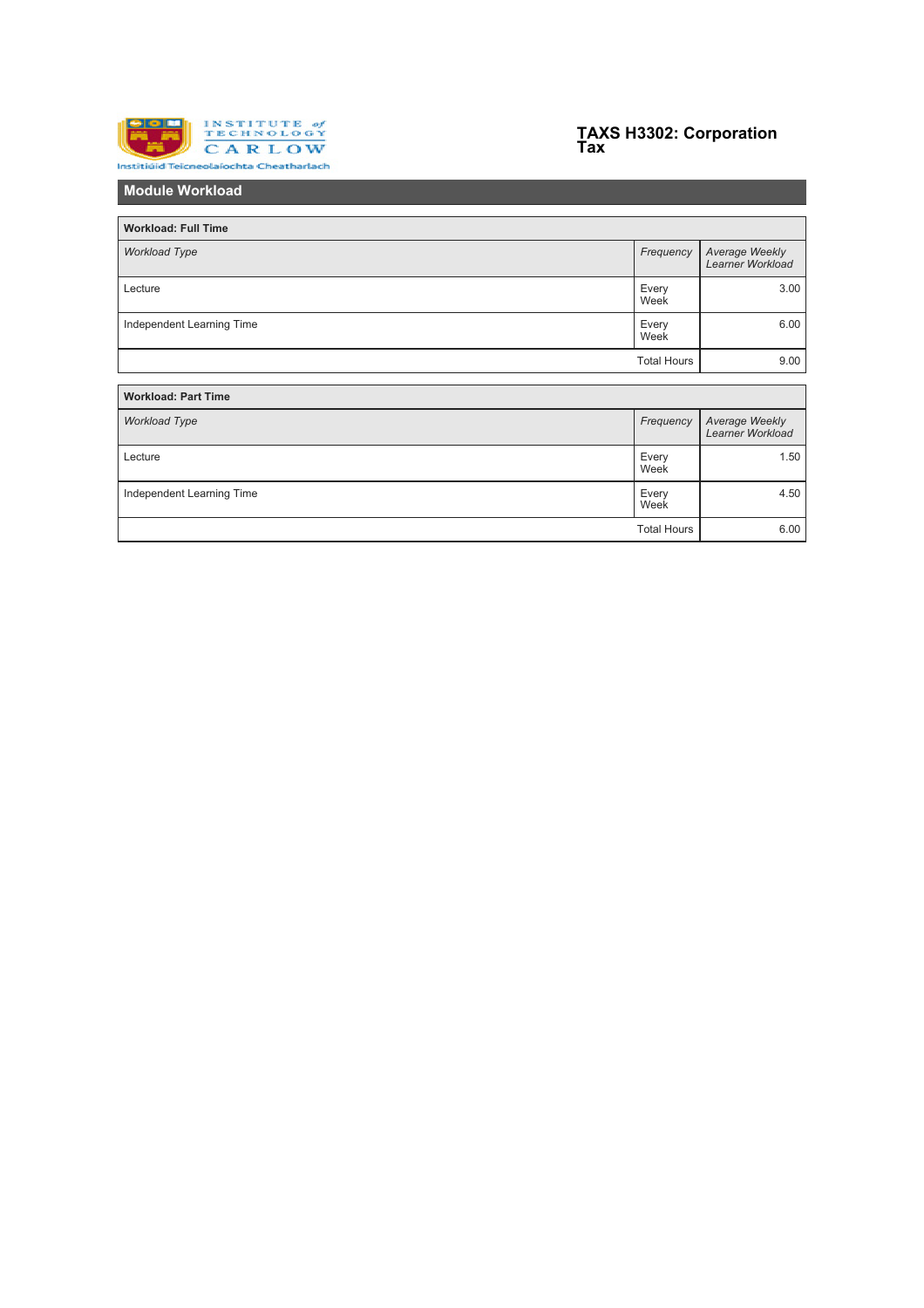## Module Workload

**Workload: Full Time**

| *Workload Type* | *Frequency* | *Average Weekly Learner Workload* |
|---|---|---|
| Lecture | Every Week | 3.00 |
| Independent Learning Time | Every Week | 6.00 |
| | Total Hours | 9.00 |

**Workload: Part Time**

| *Workload Type* | *Frequency* | *Average Weekly Learner Workload* |
|---|---|---|
| Lecture | Every Week | 1.50 |
| Independent Learning Time | Every Week | 4.50 |
| | Total Hours | 6.00 |